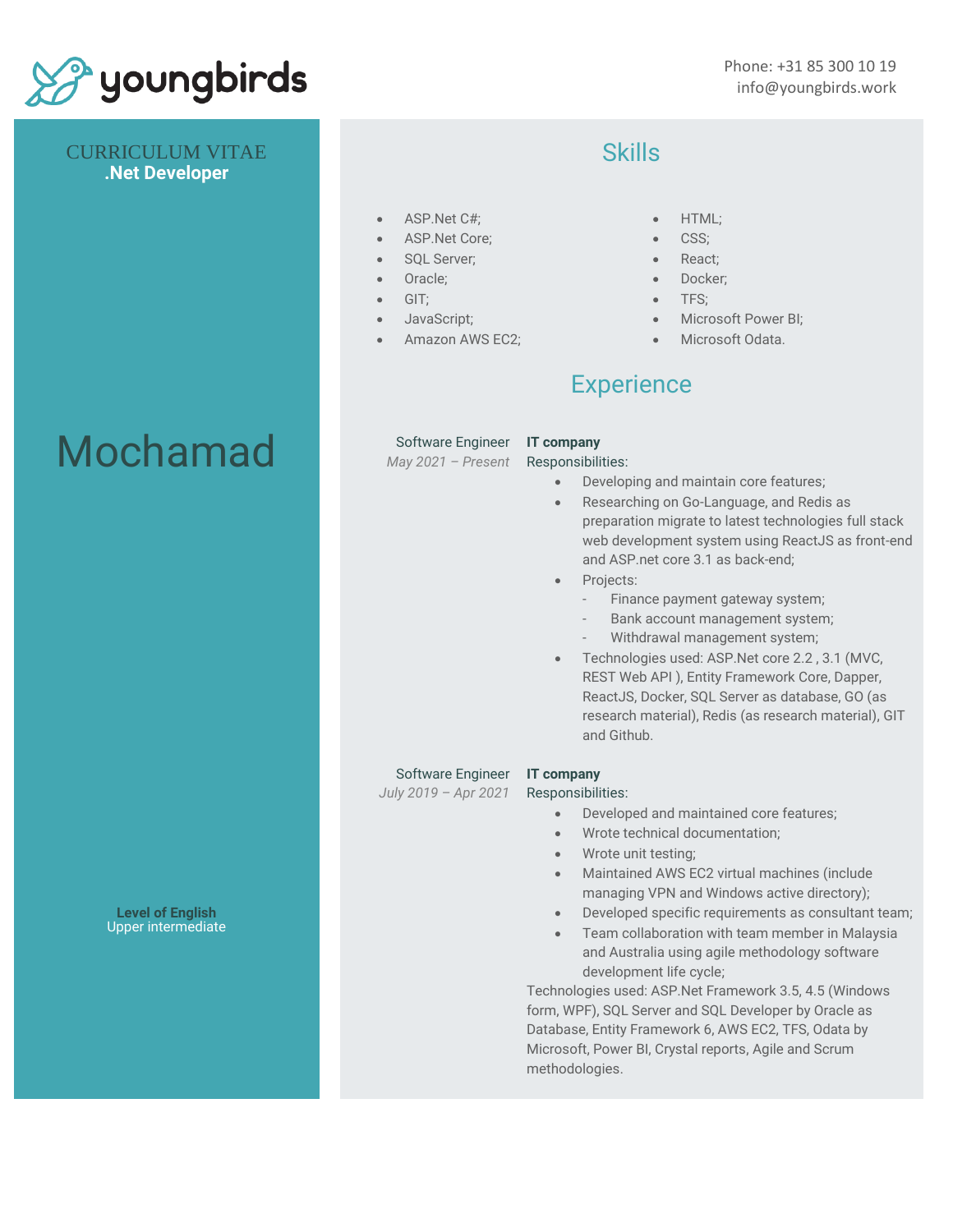youngbirds

Phone: +31 85 300 10 19
info@youngbirds.work

CURRICULUM VITAE
**.Net Developer**

# Mochamad

**Level of English**
Upper intermediate

## Skills

- ASP.Net C#;
- ASP.Net Core;
- SQL Server;
- Oracle;
- GIT;
- JavaScript;
- Amazon AWS EC2;
- HTML;
- CSS;
- React;
- Docker;
- TFS;
- Microsoft Power BI;
- Microsoft Odata.

## Experience

Software Engineer
*May 2021 – Present*

**IT company**
Responsibilities:

- Developing and maintain core features;
- Researching on Go-Language, and Redis as preparation migrate to latest technologies full stack web development system using ReactJS as front-end and ASP.net core 3.1 as back-end;
- Projects:
  - Finance payment gateway system;
  - Bank account management system;
  - Withdrawal management system;
- Technologies used: ASP.Net core 2.2 , 3.1 (MVC, REST Web API ), Entity Framework Core, Dapper, ReactJS, Docker, SQL Server as database, GO (as research material), Redis (as research material), GIT and Github.

Software Engineer
*July 2019 – Apr 2021*

**IT company**
Responsibilities:

- Developed and maintained core features;
- Wrote technical documentation;
- Wrote unit testing;
- Maintained AWS EC2 virtual machines (include managing VPN and Windows active directory);
- Developed specific requirements as consultant team;
- Team collaboration with team member in Malaysia and Australia using agile methodology software development life cycle;

Technologies used: ASP.Net Framework 3.5, 4.5 (Windows form, WPF), SQL Server and SQL Developer by Oracle as Database, Entity Framework 6, AWS EC2, TFS, Odata by Microsoft, Power BI, Crystal reports, Agile and Scrum methodologies.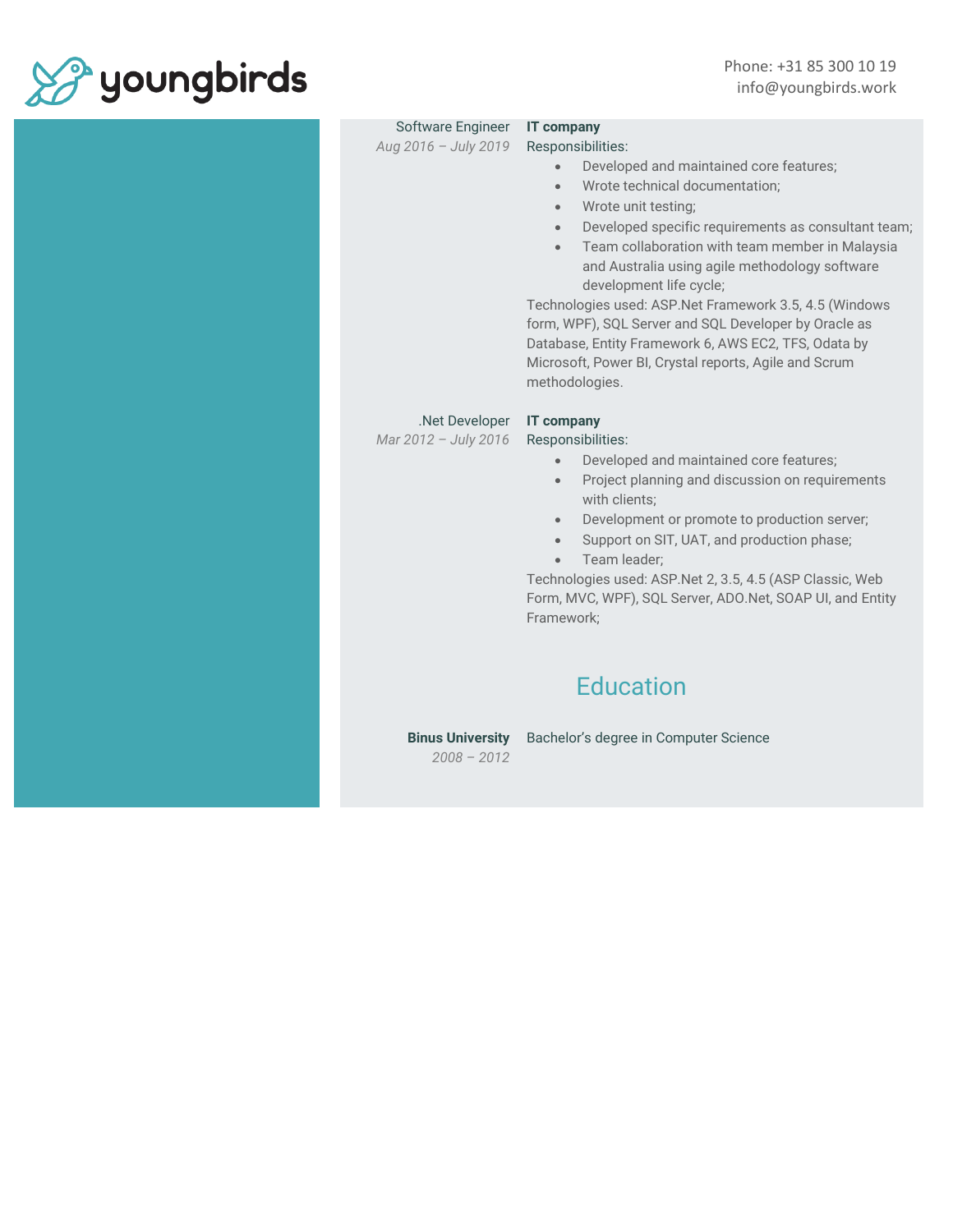youngbirds

Phone: +31 85 300 10 19
info@youngbirds.work

Software Engineer
*Aug 2016 – July 2019*

**IT company**
Responsibilities:

- Developed and maintained core features;
- Wrote technical documentation;
- Wrote unit testing;
- Developed specific requirements as consultant team;
- Team collaboration with team member in Malaysia and Australia using agile methodology software development life cycle;

Technologies used: ASP.Net Framework 3.5, 4.5 (Windows form, WPF), SQL Server and SQL Developer by Oracle as Database, Entity Framework 6, AWS EC2, TFS, Odata by Microsoft, Power BI, Crystal reports, Agile and Scrum methodologies.

.Net Developer
*Mar 2012 – July 2016*

**IT company**
Responsibilities:

- Developed and maintained core features;
- Project planning and discussion on requirements with clients;
- Development or promote to production server;
- Support on SIT, UAT, and production phase;
- Team leader;

Technologies used: ASP.Net 2, 3.5, 4.5 (ASP Classic, Web Form, MVC, WPF), SQL Server, ADO.Net, SOAP UI, and Entity Framework;

## Education

**Binus University**
*2008 – 2012*

Bachelor's degree in Computer Science